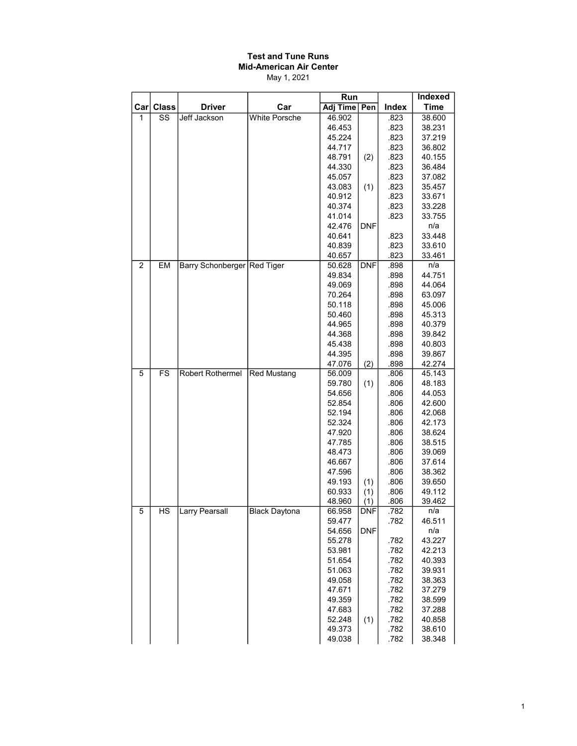# Test and Tune Runs
## Mid-American Air Center
May 1, 2021

| Car | Class | Driver | Car | Run | | Index | Indexed |
|---|---|---|---|---|---|---|---|
| | | | | Adj Time | Pen | | Time |
| 1 | SS | Jeff Jackson | White Porsche | 46.902 | | .823 | 38.600 |
| | | | | 46.453 | | .823 | 38.231 |
| | | | | 45.224 | | .823 | 37.219 |
| | | | | 44.717 | | .823 | 36.802 |
| | | | | 48.791 | (2) | .823 | 40.155 |
| | | | | 44.330 | | .823 | 36.484 |
| | | | | 45.057 | | .823 | 37.082 |
| | | | | 43.083 | (1) | .823 | 35.457 |
| | | | | 40.912 | | .823 | 33.671 |
| | | | | 40.374 | | .823 | 33.228 |
| | | | | 41.014 | | .823 | 33.755 |
| | | | | 42.476 | DNF | | n/a |
| | | | | 40.641 | | .823 | 33.448 |
| | | | | 40.839 | | .823 | 33.610 |
| | | | | 40.657 | | .823 | 33.461 |
| 2 | EM | Barry Schonberger | Red Tiger | 50.628 | DNF | .898 | n/a |
| | | | | 49.834 | | .898 | 44.751 |
| | | | | 49.069 | | .898 | 44.064 |
| | | | | 70.264 | | .898 | 63.097 |
| | | | | 50.118 | | .898 | 45.006 |
| | | | | 50.460 | | .898 | 45.313 |
| | | | | 44.965 | | .898 | 40.379 |
| | | | | 44.368 | | .898 | 39.842 |
| | | | | 45.438 | | .898 | 40.803 |
| | | | | 44.395 | | .898 | 39.867 |
| | | | | 47.076 | (2) | .898 | 42.274 |
| 5 | FS | Robert Rothermel | Red Mustang | 56.009 | | .806 | 45.143 |
| | | | | 59.780 | (1) | .806 | 48.183 |
| | | | | 54.656 | | .806 | 44.053 |
| | | | | 52.854 | | .806 | 42.600 |
| | | | | 52.194 | | .806 | 42.068 |
| | | | | 52.324 | | .806 | 42.173 |
| | | | | 47.920 | | .806 | 38.624 |
| | | | | 47.785 | | .806 | 38.515 |
| | | | | 48.473 | | .806 | 39.069 |
| | | | | 46.667 | | .806 | 37.614 |
| | | | | 47.596 | | .806 | 38.362 |
| | | | | 49.193 | (1) | .806 | 39.650 |
| | | | | 60.933 | (1) | .806 | 49.112 |
| | | | | 48.960 | (1) | .806 | 39.462 |
| 5 | HS | Larry Pearsall | Black Daytona | 66.958 | DNF | .782 | n/a |
| | | | | 59.477 | | .782 | 46.511 |
| | | | | 54.656 | DNF | | n/a |
| | | | | 55.278 | | .782 | 43.227 |
| | | | | 53.981 | | .782 | 42.213 |
| | | | | 51.654 | | .782 | 40.393 |
| | | | | 51.063 | | .782 | 39.931 |
| | | | | 49.058 | | .782 | 38.363 |
| | | | | 47.671 | | .782 | 37.279 |
| | | | | 49.359 | | .782 | 38.599 |
| | | | | 47.683 | | .782 | 37.288 |
| | | | | 52.248 | (1) | .782 | 40.858 |
| | | | | 49.373 | | .782 | 38.610 |
| | | | | 49.038 | | .782 | 38.348 |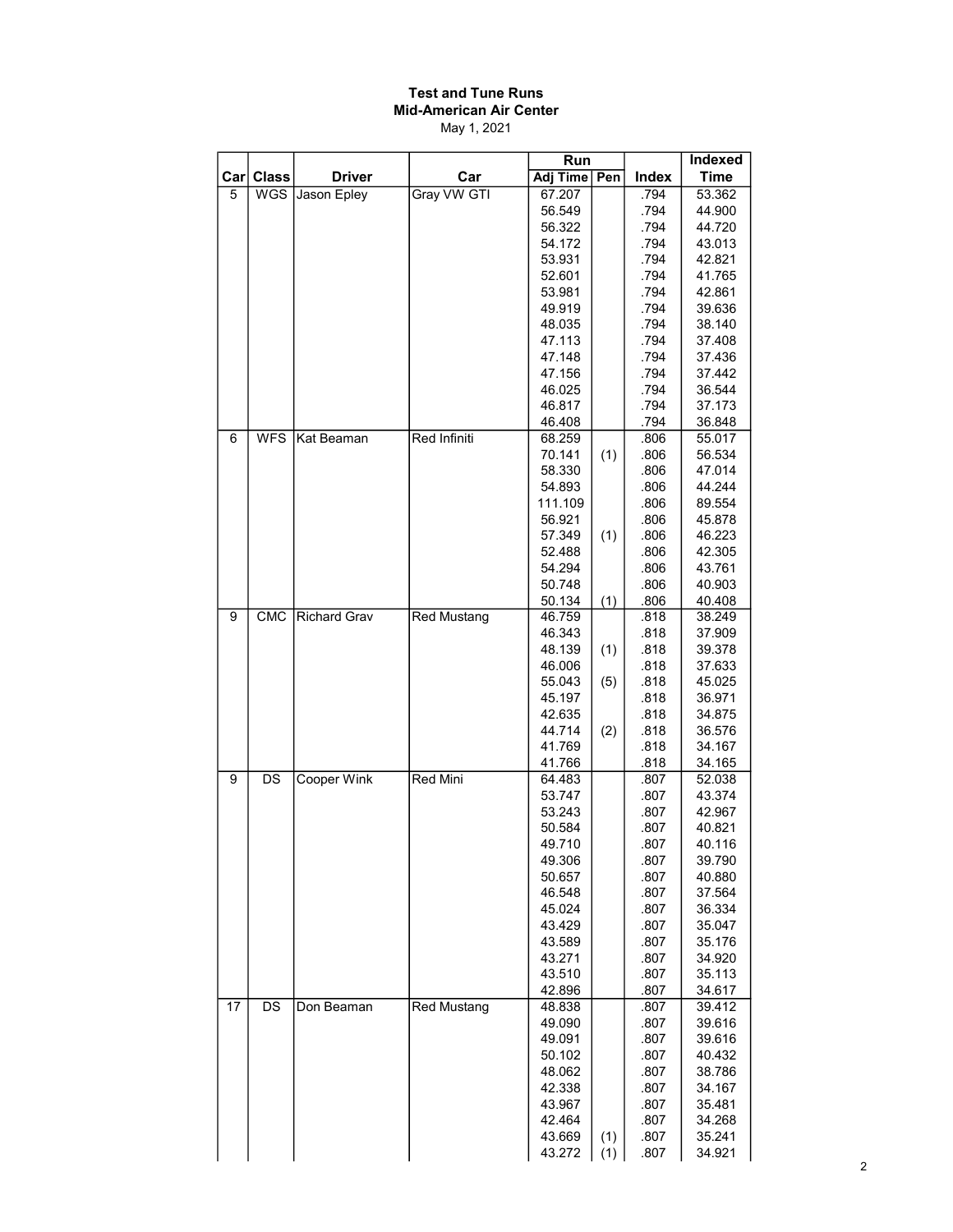**Test and Tune Runs**
**Mid-American Air Center**
May 1, 2021

| Car | Class | Driver | Car | Run Adj Time | Run Pen | Index | Indexed Time |
|---|---|---|---|---|---|---|---|
| 5 | WGS | Jason Epley | Gray VW GTI | 67.207 | | .794 | 53.362 |
| | | | | 56.549 | | .794 | 44.900 |
| | | | | 56.322 | | .794 | 44.720 |
| | | | | 54.172 | | .794 | 43.013 |
| | | | | 53.931 | | .794 | 42.821 |
| | | | | 52.601 | | .794 | 41.765 |
| | | | | 53.981 | | .794 | 42.861 |
| | | | | 49.919 | | .794 | 39.636 |
| | | | | 48.035 | | .794 | 38.140 |
| | | | | 47.113 | | .794 | 37.408 |
| | | | | 47.148 | | .794 | 37.436 |
| | | | | 47.156 | | .794 | 37.442 |
| | | | | 46.025 | | .794 | 36.544 |
| | | | | 46.817 | | .794 | 37.173 |
| | | | | 46.408 | | .794 | 36.848 |
| 6 | WFS | Kat Beaman | Red Infiniti | 68.259 | | .806 | 55.017 |
| | | | | 70.141 | (1) | .806 | 56.534 |
| | | | | 58.330 | | .806 | 47.014 |
| | | | | 54.893 | | .806 | 44.244 |
| | | | | 111.109 | | .806 | 89.554 |
| | | | | 56.921 | | .806 | 45.878 |
| | | | | 57.349 | (1) | .806 | 46.223 |
| | | | | 52.488 | | .806 | 42.305 |
| | | | | 54.294 | | .806 | 43.761 |
| | | | | 50.748 | | .806 | 40.903 |
| | | | | 50.134 | (1) | .806 | 40.408 |
| 9 | CMC | Richard Grav | Red Mustang | 46.759 | | .818 | 38.249 |
| | | | | 46.343 | | .818 | 37.909 |
| | | | | 48.139 | (1) | .818 | 39.378 |
| | | | | 46.006 | | .818 | 37.633 |
| | | | | 55.043 | (5) | .818 | 45.025 |
| | | | | 45.197 | | .818 | 36.971 |
| | | | | 42.635 | | .818 | 34.875 |
| | | | | 44.714 | (2) | .818 | 36.576 |
| | | | | 41.769 | | .818 | 34.167 |
| | | | | 41.766 | | .818 | 34.165 |
| 9 | DS | Cooper Wink | Red Mini | 64.483 | | .807 | 52.038 |
| | | | | 53.747 | | .807 | 43.374 |
| | | | | 53.243 | | .807 | 42.967 |
| | | | | 50.584 | | .807 | 40.821 |
| | | | | 49.710 | | .807 | 40.116 |
| | | | | 49.306 | | .807 | 39.790 |
| | | | | 50.657 | | .807 | 40.880 |
| | | | | 46.548 | | .807 | 37.564 |
| | | | | 45.024 | | .807 | 36.334 |
| | | | | 43.429 | | .807 | 35.047 |
| | | | | 43.589 | | .807 | 35.176 |
| | | | | 43.271 | | .807 | 34.920 |
| | | | | 43.510 | | .807 | 35.113 |
| | | | | 42.896 | | .807 | 34.617 |
| 17 | DS | Don Beaman | Red Mustang | 48.838 | | .807 | 39.412 |
| | | | | 49.090 | | .807 | 39.616 |
| | | | | 49.091 | | .807 | 39.616 |
| | | | | 50.102 | | .807 | 40.432 |
| | | | | 48.062 | | .807 | 38.786 |
| | | | | 42.338 | | .807 | 34.167 |
| | | | | 43.967 | | .807 | 35.481 |
| | | | | 42.464 | | .807 | 34.268 |
| | | | | 43.669 | (1) | .807 | 35.241 |
| | | | | 43.272 | (1) | .807 | 34.921 |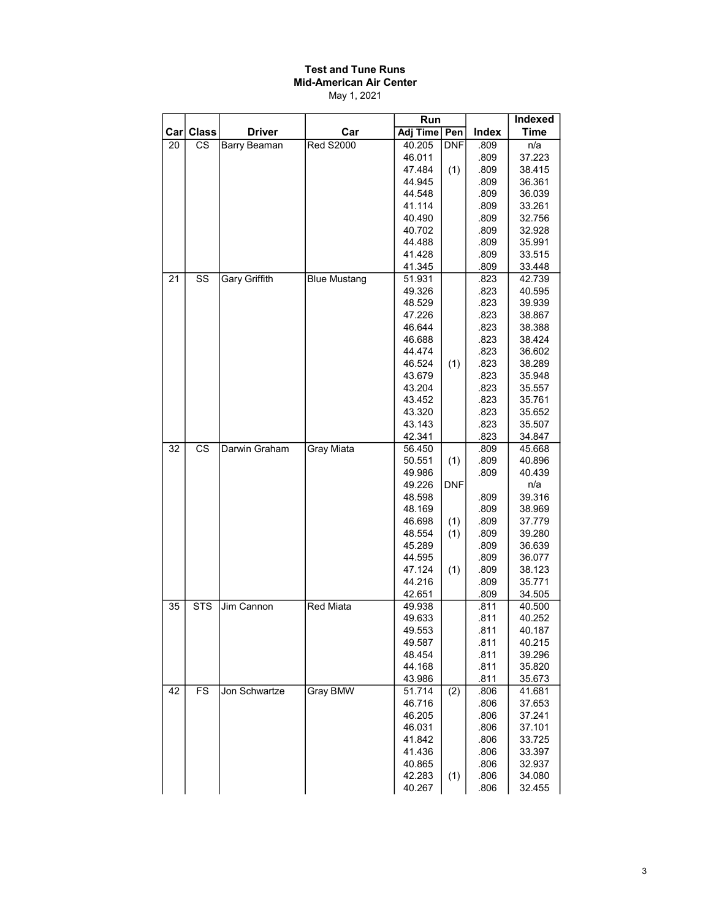**Test and Tune Runs**
**Mid-American Air Center**
May 1, 2021

| Car | Class | Driver | Car | Run | | Index | Indexed |
|---|---|---|---|---|---|---|---|
| | | | | Adj Time | Pen | | Time |
| 20 | CS | Barry Beaman | Red S2000 | 40.205 | DNF | .809 | n/a |
| | | | | 46.011 | | .809 | 37.223 |
| | | | | 47.484 | (1) | .809 | 38.415 |
| | | | | 44.945 | | .809 | 36.361 |
| | | | | 44.548 | | .809 | 36.039 |
| | | | | 41.114 | | .809 | 33.261 |
| | | | | 40.490 | | .809 | 32.756 |
| | | | | 40.702 | | .809 | 32.928 |
| | | | | 44.488 | | .809 | 35.991 |
| | | | | 41.428 | | .809 | 33.515 |
| | | | | 41.345 | | .809 | 33.448 |
| 21 | SS | Gary Griffith | Blue Mustang | 51.931 | | .823 | 42.739 |
| | | | | 49.326 | | .823 | 40.595 |
| | | | | 48.529 | | .823 | 39.939 |
| | | | | 47.226 | | .823 | 38.867 |
| | | | | 46.644 | | .823 | 38.388 |
| | | | | 46.688 | | .823 | 38.424 |
| | | | | 44.474 | | .823 | 36.602 |
| | | | | 46.524 | (1) | .823 | 38.289 |
| | | | | 43.679 | | .823 | 35.948 |
| | | | | 43.204 | | .823 | 35.557 |
| | | | | 43.452 | | .823 | 35.761 |
| | | | | 43.320 | | .823 | 35.652 |
| | | | | 43.143 | | .823 | 35.507 |
| | | | | 42.341 | | .823 | 34.847 |
| 32 | CS | Darwin Graham | Gray Miata | 56.450 | | .809 | 45.668 |
| | | | | 50.551 | (1) | .809 | 40.896 |
| | | | | 49.986 | | .809 | 40.439 |
| | | | | 49.226 | DNF | | n/a |
| | | | | 48.598 | | .809 | 39.316 |
| | | | | 48.169 | | .809 | 38.969 |
| | | | | 46.698 | (1) | .809 | 37.779 |
| | | | | 48.554 | (1) | .809 | 39.280 |
| | | | | 45.289 | | .809 | 36.639 |
| | | | | 44.595 | | .809 | 36.077 |
| | | | | 47.124 | (1) | .809 | 38.123 |
| | | | | 44.216 | | .809 | 35.771 |
| | | | | 42.651 | | .809 | 34.505 |
| 35 | STS | Jim Cannon | Red Miata | 49.938 | | .811 | 40.500 |
| | | | | 49.633 | | .811 | 40.252 |
| | | | | 49.553 | | .811 | 40.187 |
| | | | | 49.587 | | .811 | 40.215 |
| | | | | 48.454 | | .811 | 39.296 |
| | | | | 44.168 | | .811 | 35.820 |
| | | | | 43.986 | | .811 | 35.673 |
| 42 | FS | Jon Schwartze | Gray BMW | 51.714 | (2) | .806 | 41.681 |
| | | | | 46.716 | | .806 | 37.653 |
| | | | | 46.205 | | .806 | 37.241 |
| | | | | 46.031 | | .806 | 37.101 |
| | | | | 41.842 | | .806 | 33.725 |
| | | | | 41.436 | | .806 | 33.397 |
| | | | | 40.865 | | .806 | 32.937 |
| | | | | 42.283 | (1) | .806 | 34.080 |
| | | | | 40.267 | | .806 | 32.455 |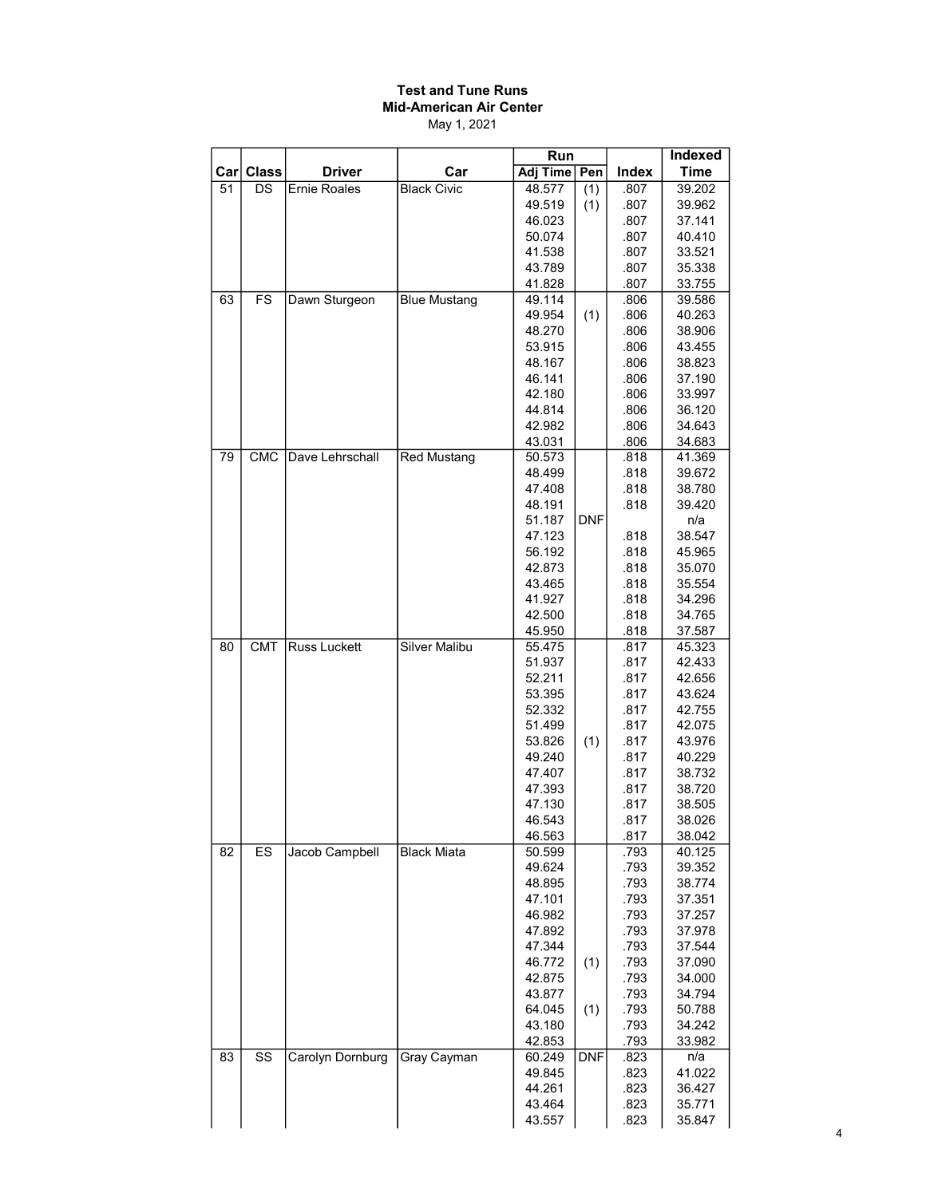**Test and Tune Runs**
**Mid-American Air Center**
May 1, 2021

| Car | Class | Driver | Car | Run | | Index | Indexed |
|---|---|---|---|---|---|---|---|
| | | | | Adj Time | Pen | | Time |
| 51 | DS | Ernie Roales | Black Civic | 48.577 | (1) | .807 | 39.202 |
| | | | | 49.519 | (1) | .807 | 39.962 |
| | | | | 46.023 | | .807 | 37.141 |
| | | | | 50.074 | | .807 | 40.410 |
| | | | | 41.538 | | .807 | 33.521 |
| | | | | 43.789 | | .807 | 35.338 |
| | | | | 41.828 | | .807 | 33.755 |
| 63 | FS | Dawn Sturgeon | Blue Mustang | 49.114 | | .806 | 39.586 |
| | | | | 49.954 | (1) | .806 | 40.263 |
| | | | | 48.270 | | .806 | 38.906 |
| | | | | 53.915 | | .806 | 43.455 |
| | | | | 48.167 | | .806 | 38.823 |
| | | | | 46.141 | | .806 | 37.190 |
| | | | | 42.180 | | .806 | 33.997 |
| | | | | 44.814 | | .806 | 36.120 |
| | | | | 42.982 | | .806 | 34.643 |
| | | | | 43.031 | | .806 | 34.683 |
| 79 | CMC | Dave Lehrschall | Red Mustang | 50.573 | | .818 | 41.369 |
| | | | | 48.499 | | .818 | 39.672 |
| | | | | 47.408 | | .818 | 38.780 |
| | | | | 48.191 | | .818 | 39.420 |
| | | | | 51.187 | DNF | | n/a |
| | | | | 47.123 | | .818 | 38.547 |
| | | | | 56.192 | | .818 | 45.965 |
| | | | | 42.873 | | .818 | 35.070 |
| | | | | 43.465 | | .818 | 35.554 |
| | | | | 41.927 | | .818 | 34.296 |
| | | | | 42.500 | | .818 | 34.765 |
| | | | | 45.950 | | .818 | 37.587 |
| 80 | CMT | Russ Luckett | Silver Malibu | 55.475 | | .817 | 45.323 |
| | | | | 51.937 | | .817 | 42.433 |
| | | | | 52.211 | | .817 | 42.656 |
| | | | | 53.395 | | .817 | 43.624 |
| | | | | 52.332 | | .817 | 42.755 |
| | | | | 51.499 | | .817 | 42.075 |
| | | | | 53.826 | (1) | .817 | 43.976 |
| | | | | 49.240 | | .817 | 40.229 |
| | | | | 47.407 | | .817 | 38.732 |
| | | | | 47.393 | | .817 | 38.720 |
| | | | | 47.130 | | .817 | 38.505 |
| | | | | 46.543 | | .817 | 38.026 |
| | | | | 46.563 | | .817 | 38.042 |
| 82 | ES | Jacob Campbell | Black Miata | 50.599 | | .793 | 40.125 |
| | | | | 49.624 | | .793 | 39.352 |
| | | | | 48.895 | | .793 | 38.774 |
| | | | | 47.101 | | .793 | 37.351 |
| | | | | 46.982 | | .793 | 37.257 |
| | | | | 47.892 | | .793 | 37.978 |
| | | | | 47.344 | | .793 | 37.544 |
| | | | | 46.772 | (1) | .793 | 37.090 |
| | | | | 42.875 | | .793 | 34.000 |
| | | | | 43.877 | | .793 | 34.794 |
| | | | | 64.045 | (1) | .793 | 50.788 |
| | | | | 43.180 | | .793 | 34.242 |
| | | | | 42.853 | | .793 | 33.982 |
| 83 | SS | Carolyn Dornburg | Gray Cayman | 60.249 | DNF | .823 | n/a |
| | | | | 49.845 | | .823 | 41.022 |
| | | | | 44.261 | | .823 | 36.427 |
| | | | | 43.464 | | .823 | 35.771 |
| | | | | 43.557 | | .823 | 35.847 |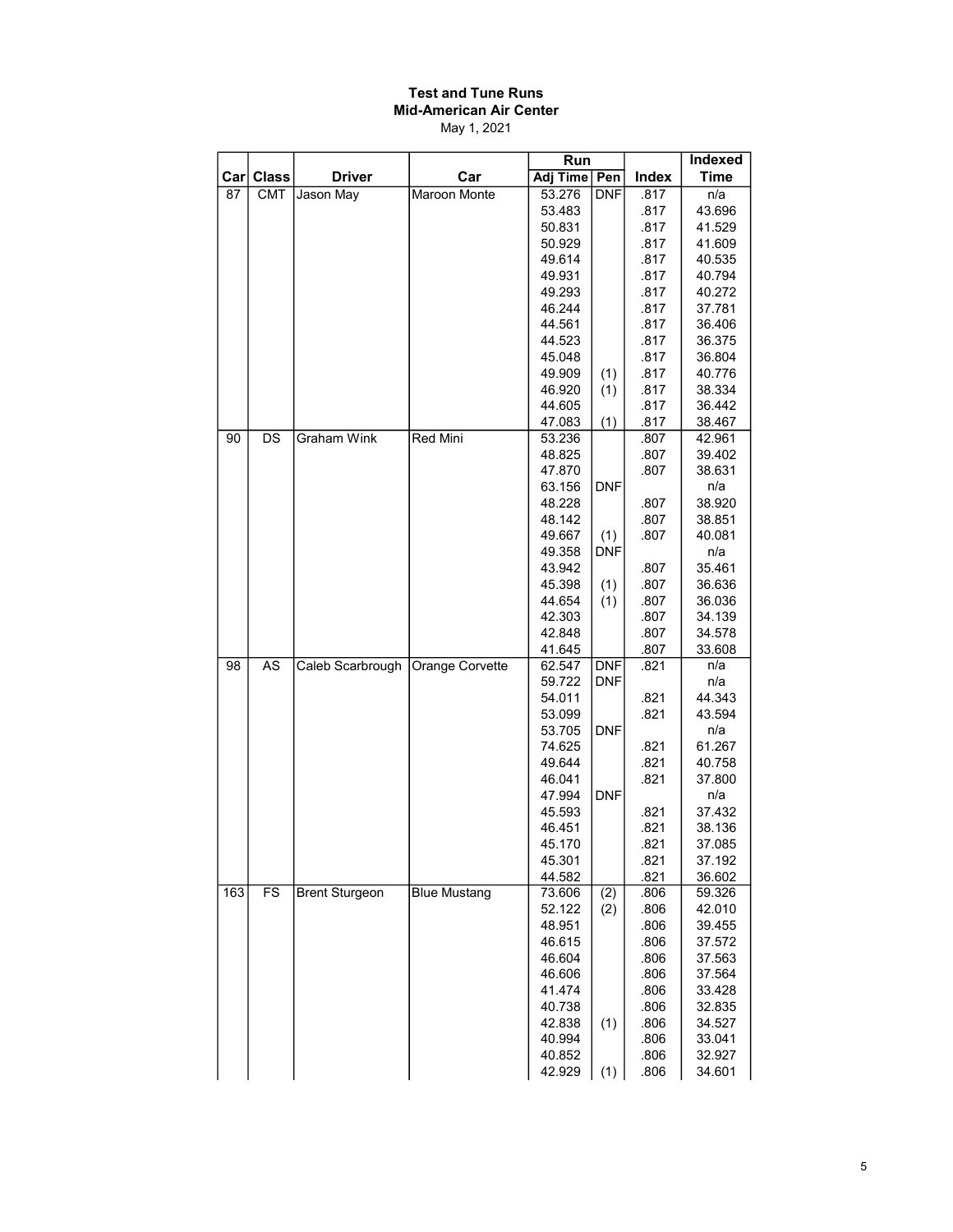**Test and Tune Runs**
**Mid-American Air Center**
May 1, 2021

| Car | Class | Driver | Car | Run | | Index | Indexed |
|---|---|---|---|---|---|---|---|
| | | | | Adj Time | Pen | | Time |
| 87 | CMT | Jason May | Maroon Monte | 53.276 | DNF | .817 | n/a |
| | | | | 53.483 | | .817 | 43.696 |
| | | | | 50.831 | | .817 | 41.529 |
| | | | | 50.929 | | .817 | 41.609 |
| | | | | 49.614 | | .817 | 40.535 |
| | | | | 49.931 | | .817 | 40.794 |
| | | | | 49.293 | | .817 | 40.272 |
| | | | | 46.244 | | .817 | 37.781 |
| | | | | 44.561 | | .817 | 36.406 |
| | | | | 44.523 | | .817 | 36.375 |
| | | | | 45.048 | | .817 | 36.804 |
| | | | | 49.909 | (1) | .817 | 40.776 |
| | | | | 46.920 | (1) | .817 | 38.334 |
| | | | | 44.605 | | .817 | 36.442 |
| | | | | 47.083 | (1) | .817 | 38.467 |
| 90 | DS | Graham Wink | Red Mini | 53.236 | | .807 | 42.961 |
| | | | | 48.825 | | .807 | 39.402 |
| | | | | 47.870 | | .807 | 38.631 |
| | | | | 63.156 | DNF | | n/a |
| | | | | 48.228 | | .807 | 38.920 |
| | | | | 48.142 | | .807 | 38.851 |
| | | | | 49.667 | (1) | .807 | 40.081 |
| | | | | 49.358 | DNF | | n/a |
| | | | | 43.942 | | .807 | 35.461 |
| | | | | 45.398 | (1) | .807 | 36.636 |
| | | | | 44.654 | (1) | .807 | 36.036 |
| | | | | 42.303 | | .807 | 34.139 |
| | | | | 42.848 | | .807 | 34.578 |
| | | | | 41.645 | | .807 | 33.608 |
| 98 | AS | Caleb Scarbrough | Orange Corvette | 62.547 | DNF | .821 | n/a |
| | | | | 59.722 | DNF | | n/a |
| | | | | 54.011 | | .821 | 44.343 |
| | | | | 53.099 | | .821 | 43.594 |
| | | | | 53.705 | DNF | | n/a |
| | | | | 74.625 | | .821 | 61.267 |
| | | | | 49.644 | | .821 | 40.758 |
| | | | | 46.041 | | .821 | 37.800 |
| | | | | 47.994 | DNF | | n/a |
| | | | | 45.593 | | .821 | 37.432 |
| | | | | 46.451 | | .821 | 38.136 |
| | | | | 45.170 | | .821 | 37.085 |
| | | | | 45.301 | | .821 | 37.192 |
| | | | | 44.582 | | .821 | 36.602 |
| 163 | FS | Brent Sturgeon | Blue Mustang | 73.606 | (2) | .806 | 59.326 |
| | | | | 52.122 | (2) | .806 | 42.010 |
| | | | | 48.951 | | .806 | 39.455 |
| | | | | 46.615 | | .806 | 37.572 |
| | | | | 46.604 | | .806 | 37.563 |
| | | | | 46.606 | | .806 | 37.564 |
| | | | | 41.474 | | .806 | 33.428 |
| | | | | 40.738 | | .806 | 32.835 |
| | | | | 42.838 | (1) | .806 | 34.527 |
| | | | | 40.994 | | .806 | 33.041 |
| | | | | 40.852 | | .806 | 32.927 |
| | | | | 42.929 | (1) | .806 | 34.601 |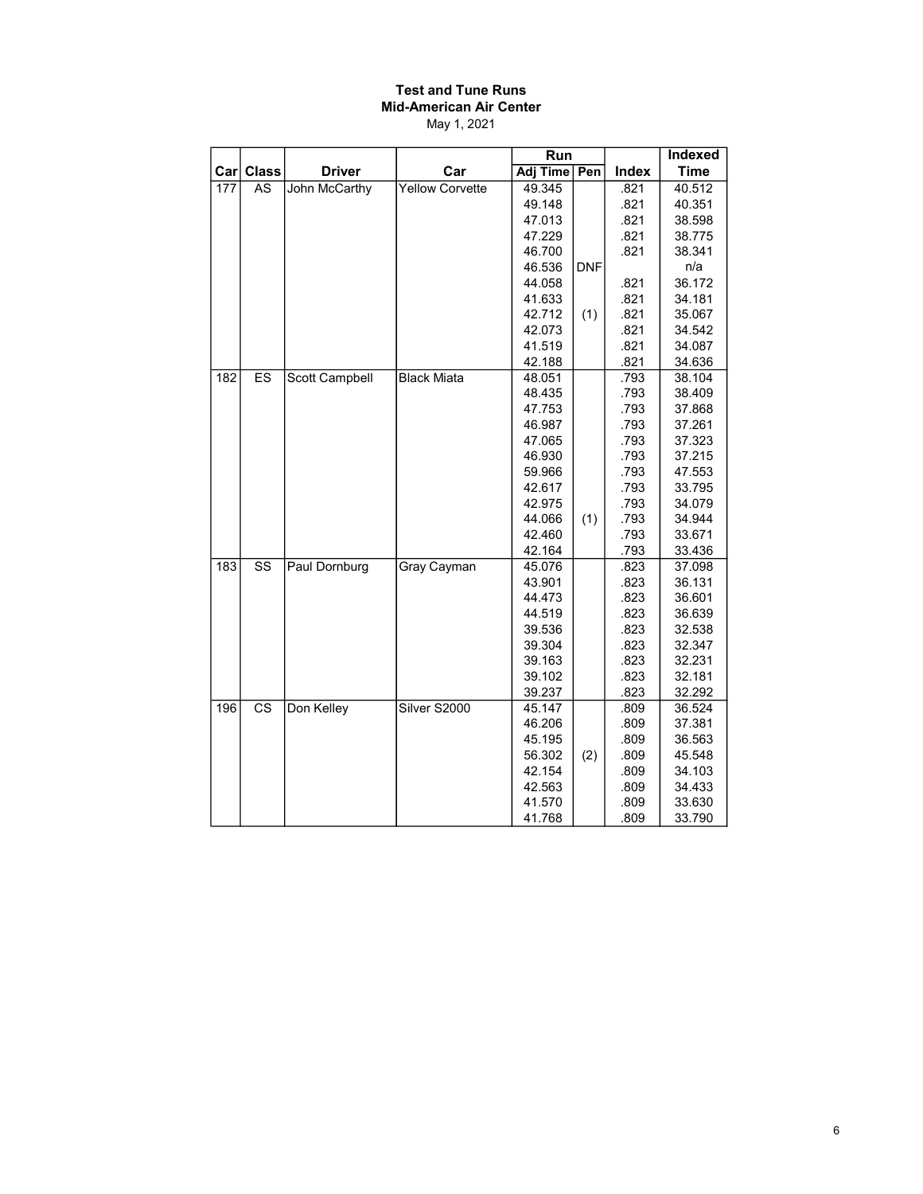# Test and Tune Runs

## Mid-American Air Center

May 1, 2021

| Car | Class | Driver | Car | Run | | Index | Indexed |
|---|---|---|---|---|---|---|---|
| | | | | Adj Time | Pen | | Time |
| 177 | AS | John McCarthy | Yellow Corvette | 49.345 | | .821 | 40.512 |
| | | | | 49.148 | | .821 | 40.351 |
| | | | | 47.013 | | .821 | 38.598 |
| | | | | 47.229 | | .821 | 38.775 |
| | | | | 46.700 | | .821 | 38.341 |
| | | | | 46.536 | DNF | | n/a |
| | | | | 44.058 | | .821 | 36.172 |
| | | | | 41.633 | | .821 | 34.181 |
| | | | | 42.712 | (1) | .821 | 35.067 |
| | | | | 42.073 | | .821 | 34.542 |
| | | | | 41.519 | | .821 | 34.087 |
| | | | | 42.188 | | .821 | 34.636 |
| 182 | ES | Scott Campbell | Black Miata | 48.051 | | .793 | 38.104 |
| | | | | 48.435 | | .793 | 38.409 |
| | | | | 47.753 | | .793 | 37.868 |
| | | | | 46.987 | | .793 | 37.261 |
| | | | | 47.065 | | .793 | 37.323 |
| | | | | 46.930 | | .793 | 37.215 |
| | | | | 59.966 | | .793 | 47.553 |
| | | | | 42.617 | | .793 | 33.795 |
| | | | | 42.975 | | .793 | 34.079 |
| | | | | 44.066 | (1) | .793 | 34.944 |
| | | | | 42.460 | | .793 | 33.671 |
| | | | | 42.164 | | .793 | 33.436 |
| 183 | SS | Paul Dornburg | Gray Cayman | 45.076 | | .823 | 37.098 |
| | | | | 43.901 | | .823 | 36.131 |
| | | | | 44.473 | | .823 | 36.601 |
| | | | | 44.519 | | .823 | 36.639 |
| | | | | 39.536 | | .823 | 32.538 |
| | | | | 39.304 | | .823 | 32.347 |
| | | | | 39.163 | | .823 | 32.231 |
| | | | | 39.102 | | .823 | 32.181 |
| | | | | 39.237 | | .823 | 32.292 |
| 196 | CS | Don Kelley | Silver S2000 | 45.147 | | .809 | 36.524 |
| | | | | 46.206 | | .809 | 37.381 |
| | | | | 45.195 | | .809 | 36.563 |
| | | | | 56.302 | (2) | .809 | 45.548 |
| | | | | 42.154 | | .809 | 34.103 |
| | | | | 42.563 | | .809 | 34.433 |
| | | | | 41.570 | | .809 | 33.630 |
| | | | | 41.768 | | .809 | 33.790 |